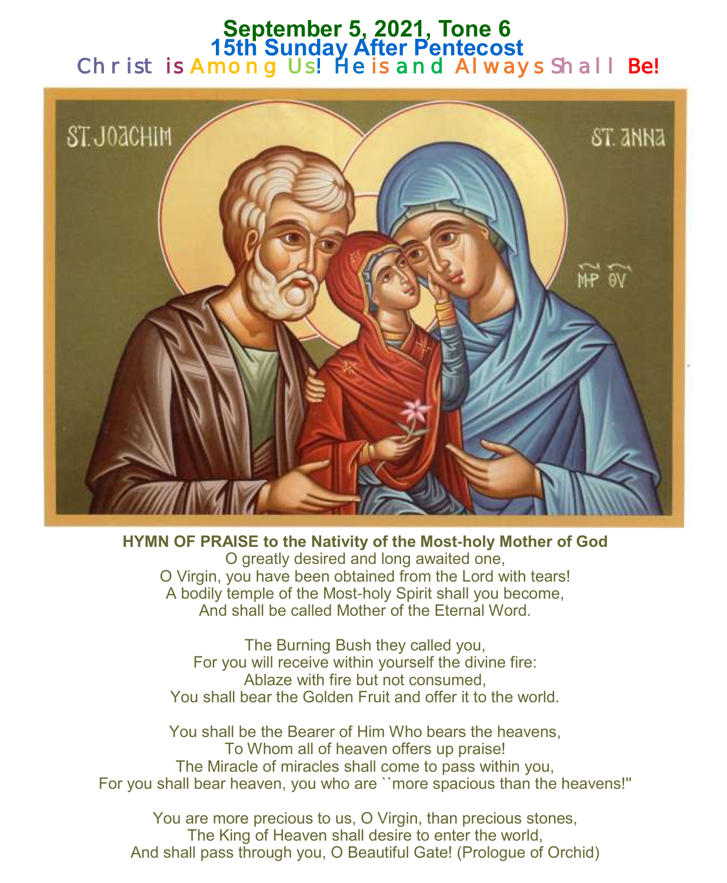# September 5, 2021, Tone 6
## 15th Sunday After Pentecost
### Christ is Among Us! He is and Always Shall Be!

**HYMN OF PRAISE to the Nativity of the Most-holy Mother of God**

O greatly desired and long awaited one,
O Virgin, you have been obtained from the Lord with tears!
A bodily temple of the Most-holy Spirit shall you become,
And shall be called Mother of the Eternal Word.

The Burning Bush they called you,
For you will receive within yourself the divine fire:
Ablaze with fire but not consumed,
You shall bear the Golden Fruit and offer it to the world.

You shall be the Bearer of Him Who bears the heavens,
To Whom all of heaven offers up praise!
The Miracle of miracles shall come to pass within you,
For you shall bear heaven, you who are ``more spacious than the heavens!''

You are more precious to us, O Virgin, than precious stones,
The King of Heaven shall desire to enter the world,
And shall pass through you, O Beautiful Gate! (Prologue of Orchid)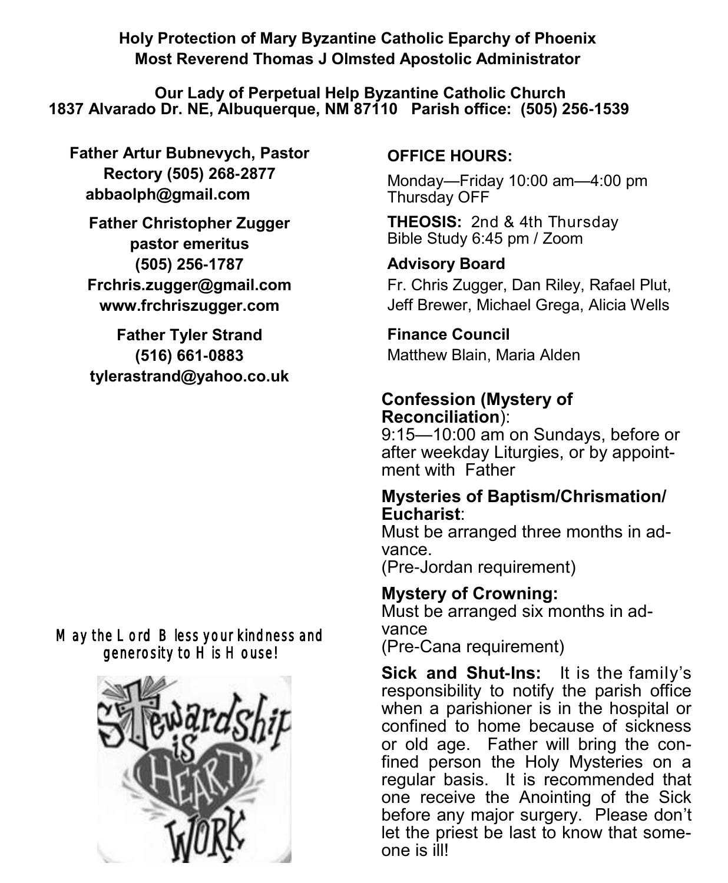**Holy Protection of Mary Byzantine Catholic Eparchy of Phoenix**
**Most Reverend Thomas J Olmsted Apostolic Administrator**

**Our Lady of Perpetual Help Byzantine Catholic Church**
**1837 Alvarado Dr. NE, Albuquerque, NM 87110 Parish office: (505) 256-1539**

**Father Artur Bubnevych, Pastor**
**Rectory (505) 268-2877**
**abbaolph@gmail.com**

**Father Christopher Zugger**
**pastor emeritus**
**(505) 256-1787**
**Frchris.zugger@gmail.com**
**www.frchriszugger.com**

**Father Tyler Strand**
**(516) 661-0883**
**tylerastrand@yahoo.co.uk**

May the Lord Bless your kindness and generosity to His House!

Stewardship is HEART WORK

**OFFICE HOURS:**

Monday—Friday 10:00 am—4:00 pm
Thursday OFF

**THEOSIS:** 2nd & 4th Thursday
Bible Study 6:45 pm / Zoom

**Advisory Board**

Fr. Chris Zugger, Dan Riley, Rafael Plut, Jeff Brewer, Michael Grega, Alicia Wells

**Finance Council**

Matthew Blain, Maria Alden

**Confession (Mystery of Reconciliation)**:
9:15—10:00 am on Sundays, before or after weekday Liturgies, or by appointment with Father

**Mysteries of Baptism/Chrismation/Eucharist**:
Must be arranged three months in advance.
(Pre-Jordan requirement)

**Mystery of Crowning:**
Must be arranged six months in advance
(Pre-Cana requirement)

**Sick and Shut-Ins:** It is the family's responsibility to notify the parish office when a parishioner is in the hospital or confined to home because of sickness or old age. Father will bring the confined person the Holy Mysteries on a regular basis. It is recommended that one receive the Anointing of the Sick before any major surgery. Please don't let the priest be last to know that someone is ill!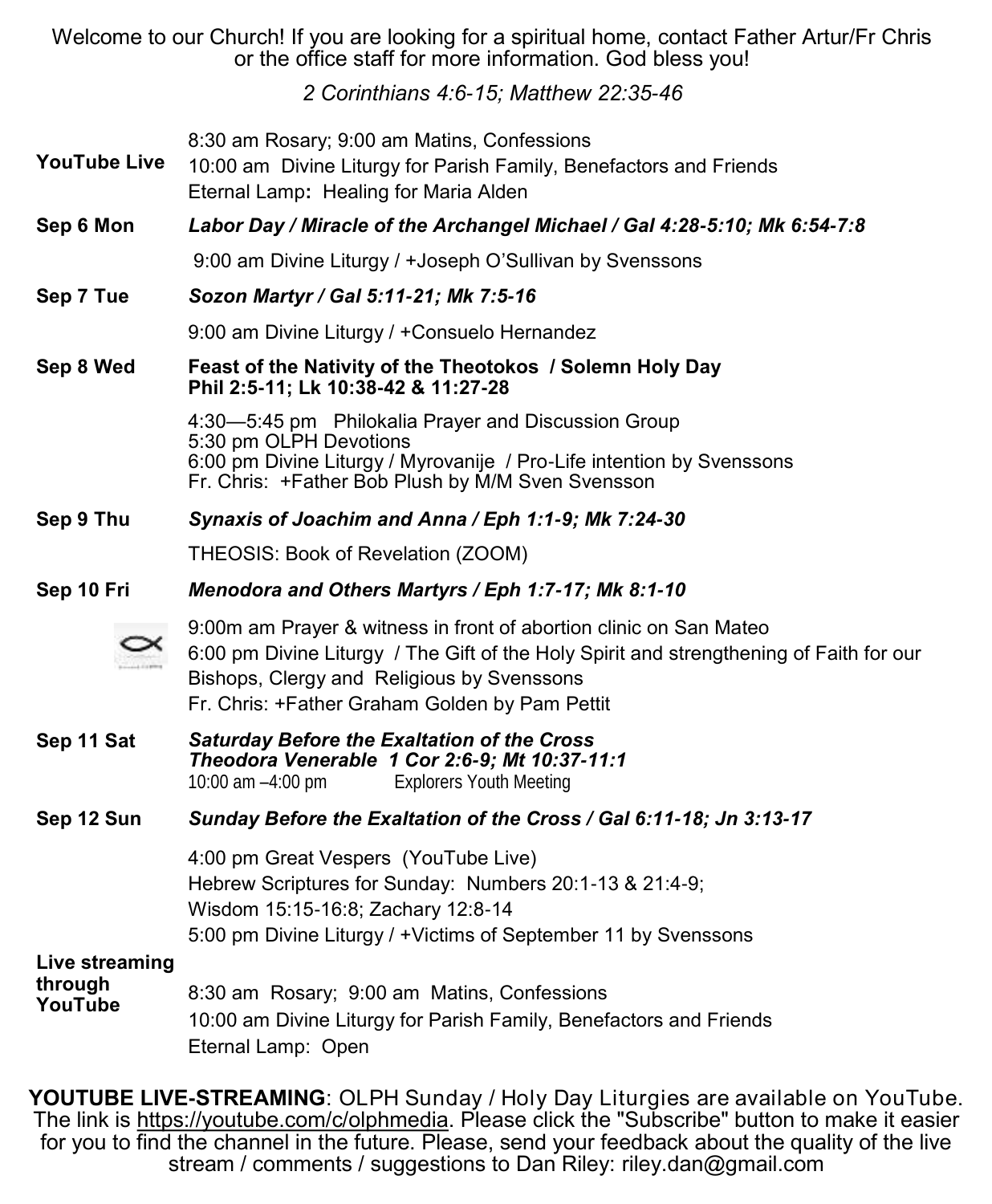Welcome to our Church! If you are looking for a spiritual home, contact Father Artur/Fr Chris or the office staff for more information. God bless you!

*2 Corinthians 4:6-15; Matthew 22:35-46*

**YouTube Live**
8:30 am Rosary; 9:00 am Matins, Confessions
10:00 am Divine Liturgy for Parish Family, Benefactors and Friends
Eternal Lamp**:** Healing for Maria Alden

**Sep 6 Mon** — ***Labor Day / Miracle of the Archangel Michael / Gal 4:28-5:10; Mk 6:54-7:8***

9:00 am Divine Liturgy / +Joseph O'Sullivan by Svenssons

**Sep 7 Tue** — ***Sozon Martyr / Gal 5:11-21; Mk 7:5-16***

9:00 am Divine Liturgy / +Consuelo Hernandez

**Sep 8 Wed** — **Feast of the Nativity of the Theotokos / Solemn Holy Day**
**Phil 2:5-11; Lk 10:38-42 & 11:27-28**

4:30—5:45 pm Philokalia Prayer and Discussion Group
5:30 pm OLPH Devotions
6:00 pm Divine Liturgy / Myrovanije / Pro-Life intention by Svenssons
Fr. Chris: +Father Bob Plush by M/M Sven Svensson

**Sep 9 Thu** — ***Synaxis of Joachim and Anna / Eph 1:1-9; Mk 7:24-30***

THEOSIS: Book of Revelation (ZOOM)

**Sep 10 Fri** — ***Menodora and Others Martyrs / Eph 1:7-17; Mk 8:1-10***

9:00m am Prayer & witness in front of abortion clinic on San Mateo
6:00 pm Divine Liturgy / The Gift of the Holy Spirit and strengthening of Faith for our Bishops, Clergy and Religious by Svenssons
Fr. Chris: +Father Graham Golden by Pam Pettit

**Sep 11 Sat** — ***Saturday Before the Exaltation of the Cross***
***Theodora Venerable 1 Cor 2:6-9; Mt 10:37-11:1***
10:00 am –4:00 pm Explorers Youth Meeting

**Sep 12 Sun** — ***Sunday Before the Exaltation of the Cross / Gal 6:11-18; Jn 3:13-17***

4:00 pm Great Vespers (YouTube Live)
Hebrew Scriptures for Sunday: Numbers 20:1-13 & 21:4-9;
Wisdom 15:15-16:8; Zachary 12:8-14
5:00 pm Divine Liturgy / +Victims of September 11 by Svenssons

**Live streaming through YouTube**
8:30 am Rosary; 9:00 am Matins, Confessions
10:00 am Divine Liturgy for Parish Family, Benefactors and Friends
Eternal Lamp: Open

**YOUTUBE LIVE-STREAMING**: OLPH Sunday / Holy Day Liturgies are available on YouTube. The link is https://youtube.com/c/olphmedia. Please click the "Subscribe" button to make it easier for you to find the channel in the future. Please, send your feedback about the quality of the live stream / comments / suggestions to Dan Riley: riley.dan@gmail.com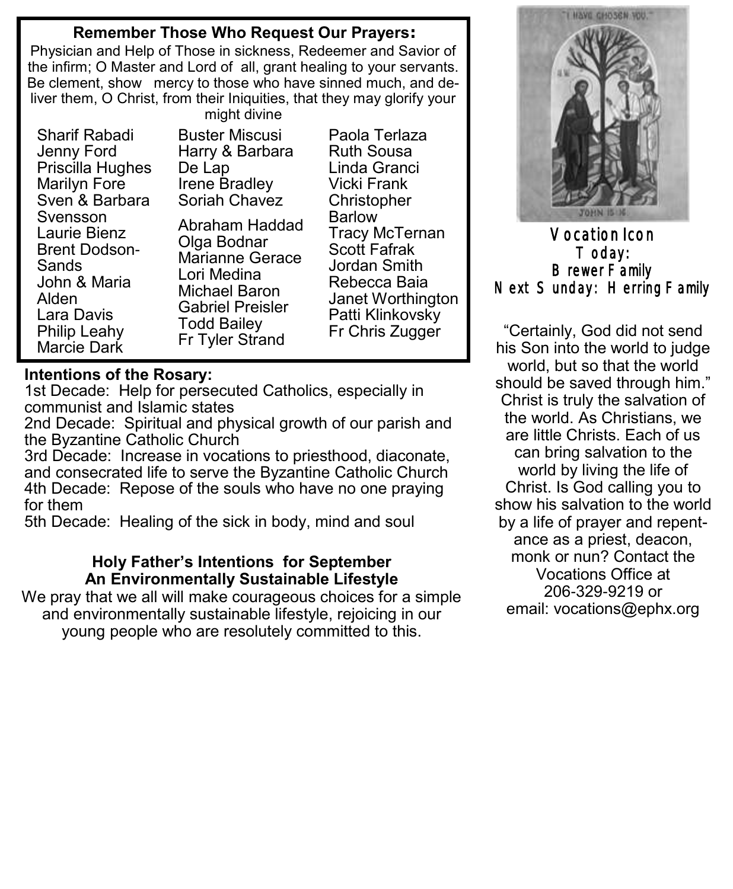## Remember Those Who Request Our Prayers:

Physician and Help of Those in sickness, Redeemer and Savior of the infirm; O Master and Lord of all, grant healing to your servants. Be clement, show mercy to those who have sinned much, and deliver them, O Christ, from their Iniquities, that they may glorify your might divine

Sharif Rabadi
Jenny Ford
Priscilla Hughes
Marilyn Fore
Sven & Barbara Svensson
Laurie Bienz
Brent Dodson-Sands
John & Maria Alden
Lara Davis
Philip Leahy
Marcie Dark
Buster Miscusi
Harry & Barbara De Lap
Irene Bradley
Soriah Chavez
Abraham Haddad
Olga Bodnar
Marianne Gerace
Lori Medina
Michael Baron
Gabriel Preisler
Todd Bailey
Fr Tyler Strand
Paola Terlaza
Ruth Sousa
Linda Granci
Vicki Frank
Christopher Barlow
Tracy McTernan
Scott Fafrak
Jordan Smith
Rebecca Baia
Janet Worthington
Patti Klinkovsky
Fr Chris Zugger

## Intentions of the Rosary:

1st Decade: Help for persecuted Catholics, especially in communist and Islamic states
2nd Decade: Spiritual and physical growth of our parish and the Byzantine Catholic Church
3rd Decade: Increase in vocations to priesthood, diaconate, and consecrated life to serve the Byzantine Catholic Church
4th Decade: Repose of the souls who have no one praying for them
5th Decade: Healing of the sick in body, mind and soul

### Holy Father's Intentions for September
### An Environmentally Sustainable Lifestyle

We pray that we all will make courageous choices for a simple and environmentally sustainable lifestyle, rejoicing in our young people who are resolutely committed to this.

**Vocation Icon**
**Today:**
**Brewer Family**
**Next Sunday: Herring Family**

"Certainly, God did not send his Son into the world to judge world, but so that the world should be saved through him." Christ is truly the salvation of the world. As Christians, we are little Christs. Each of us can bring salvation to the world by living the life of Christ. Is God calling you to show his salvation to the world by a life of prayer and repentance as a priest, deacon, monk or nun? Contact the Vocations Office at 206-329-9219 or email: vocations@ephx.org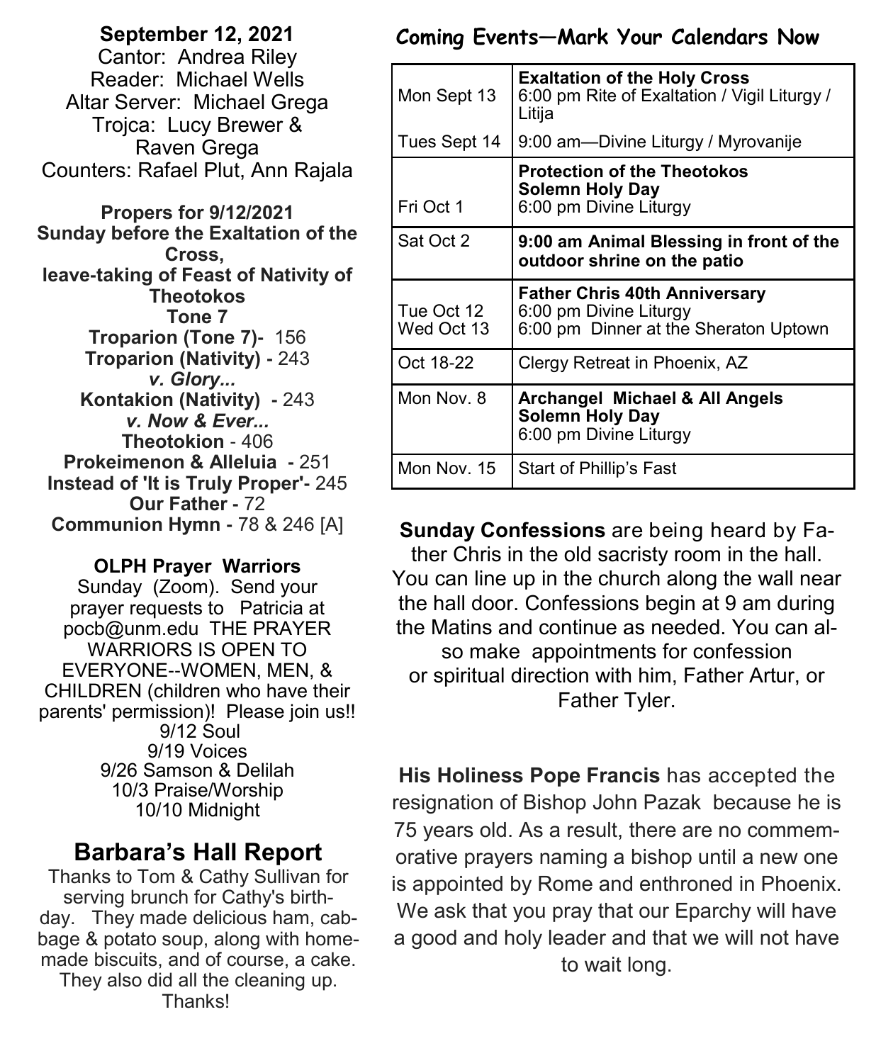**September 12, 2021**
Cantor: Andrea Riley
Reader: Michael Wells
Altar Server: Michael Grega
Trojca: Lucy Brewer & Raven Grega
Counters: Rafael Plut, Ann Rajala

**Propers for 9/12/2021**
**Sunday before the Exaltation of the Cross,**
**leave-taking of Feast of Nativity of Theotokos**
**Tone 7**
**Troparion (Tone 7)-** 156
**Troparion (Nativity) -** 243
***v. Glory...***
**Kontakion (Nativity) -** 243
***v. Now & Ever...***
**Theotokion** - 406
**Prokeimenon & Alleluia -** 251
**Instead of 'It is Truly Proper'-** 245
**Our Father -** 72
**Communion Hymn -** 78 & 246 [A]

**OLPH Prayer Warriors**
Sunday (Zoom). Send your prayer requests to Patricia at pocb@unm.edu THE PRAYER WARRIORS IS OPEN TO EVERYONE--WOMEN, MEN, & CHILDREN (children who have their parents' permission)! Please join us!!
9/12 Soul
9/19 Voices
9/26 Samson & Delilah
10/3 Praise/Worship
10/10 Midnight

## Barbara's Hall Report

Thanks to Tom & Cathy Sullivan for serving brunch for Cathy's birthday. They made delicious ham, cabbage & potato soup, along with homemade biscuits, and of course, a cake. They also did all the cleaning up. Thanks!

## Coming Events—Mark Your Calendars Now

| | |
|---|---|
| Mon Sept 13 | **Exaltation of the Holy Cross** 6:00 pm Rite of Exaltation / Vigil Liturgy / Litija |
| Tues Sept 14 | 9:00 am—Divine Liturgy / Myrovanije |
| Fri Oct 1 | **Protection of the Theotokos Solemn Holy Day** 6:00 pm Divine Liturgy |
| Sat Oct 2 | **9:00 am Animal Blessing in front of the outdoor shrine on the patio** |
| Tue Oct 12 / Wed Oct 13 | **Father Chris 40th Anniversary** 6:00 pm Divine Liturgy / 6:00 pm Dinner at the Sheraton Uptown |
| Oct 18-22 | Clergy Retreat in Phoenix, AZ |
| Mon Nov. 8 | **Archangel Michael & All Angels Solemn Holy Day** 6:00 pm Divine Liturgy |
| Mon Nov. 15 | Start of Phillip's Fast |

**Sunday Confessions** are being heard by Father Chris in the old sacristy room in the hall. You can line up in the church along the wall near the hall door. Confessions begin at 9 am during the Matins and continue as needed. You can also make appointments for confession or spiritual direction with him, Father Artur, or Father Tyler.

**His Holiness Pope Francis** has accepted the resignation of Bishop John Pazak because he is 75 years old. As a result, there are no commemorative prayers naming a bishop until a new one is appointed by Rome and enthroned in Phoenix. We ask that you pray that our Eparchy will have a good and holy leader and that we will not have to wait long.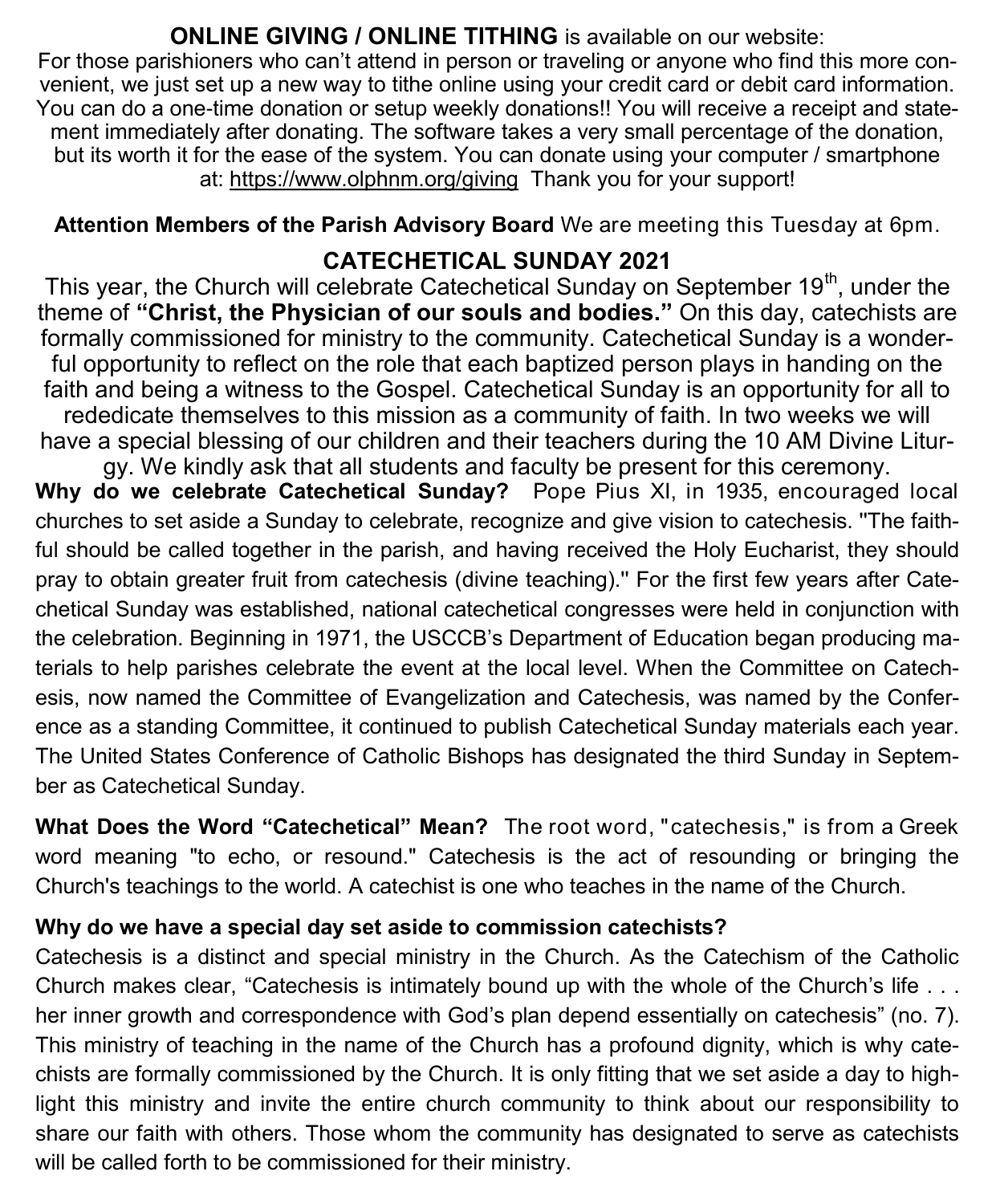**ONLINE GIVING / ONLINE TITHING** is available on our website:
For those parishioners who can't attend in person or traveling or anyone who find this more convenient, we just set up a new way to tithe online using your credit card or debit card information. You can do a one-time donation or setup weekly donations!! You will receive a receipt and statement immediately after donating. The software takes a very small percentage of the donation, but its worth it for the ease of the system. You can donate using your computer / smartphone at: https://www.olphnm.org/giving Thank you for your support!

**Attention Members of the Parish Advisory Board** We are meeting this Tuesday at 6pm.

## CATECHETICAL SUNDAY 2021

This year, the Church will celebrate Catechetical Sunday on September 19th, under the theme of **"Christ, the Physician of our souls and bodies."** On this day, catechists are formally commissioned for ministry to the community. Catechetical Sunday is a wonderful opportunity to reflect on the role that each baptized person plays in handing on the faith and being a witness to the Gospel. Catechetical Sunday is an opportunity for all to rededicate themselves to this mission as a community of faith. In two weeks we will have a special blessing of our children and their teachers during the 10 AM Divine Liturgy. We kindly ask that all students and faculty be present for this ceremony.

**Why do we celebrate Catechetical Sunday?** Pope Pius XI, in 1935, encouraged local churches to set aside a Sunday to celebrate, recognize and give vision to catechesis. "The faithful should be called together in the parish, and having received the Holy Eucharist, they should pray to obtain greater fruit from catechesis (divine teaching)." For the first few years after Catechetical Sunday was established, national catechetical congresses were held in conjunction with the celebration. Beginning in 1971, the USCCB's Department of Education began producing materials to help parishes celebrate the event at the local level. When the Committee on Catechesis, now named the Committee of Evangelization and Catechesis, was named by the Conference as a standing Committee, it continued to publish Catechetical Sunday materials each year. The United States Conference of Catholic Bishops has designated the third Sunday in September as Catechetical Sunday.

**What Does the Word "Catechetical" Mean?** The root word, "catechesis," is from a Greek word meaning "to echo, or resound." Catechesis is the act of resounding or bringing the Church's teachings to the world. A catechist is one who teaches in the name of the Church.

**Why do we have a special day set aside to commission catechists?**
Catechesis is a distinct and special ministry in the Church. As the Catechism of the Catholic Church makes clear, "Catechesis is intimately bound up with the whole of the Church's life . . . her inner growth and correspondence with God's plan depend essentially on catechesis" (no. 7). This ministry of teaching in the name of the Church has a profound dignity, which is why catechists are formally commissioned by the Church. It is only fitting that we set aside a day to highlight this ministry and invite the entire church community to think about our responsibility to share our faith with others. Those whom the community has designated to serve as catechists will be called forth to be commissioned for their ministry.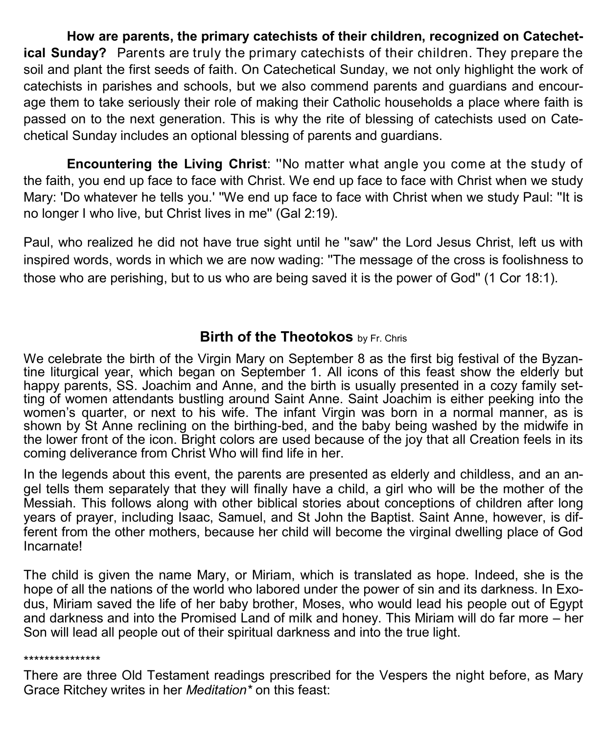**How are parents, the primary catechists of their children, recognized on Catechetical Sunday?** Parents are truly the primary catechists of their children. They prepare the soil and plant the first seeds of faith. On Catechetical Sunday, we not only highlight the work of catechists in parishes and schools, but we also commend parents and guardians and encourage them to take seriously their role of making their Catholic households a place where faith is passed on to the next generation. This is why the rite of blessing of catechists used on Catechetical Sunday includes an optional blessing of parents and guardians.

**Encountering the Living Christ**: "No matter what angle you come at the study of the faith, you end up face to face with Christ. We end up face to face with Christ when we study Mary: 'Do whatever he tells you.' "We end up face to face with Christ when we study Paul: "It is no longer I who live, but Christ lives in me" (Gal 2:19).

Paul, who realized he did not have true sight until he "saw" the Lord Jesus Christ, left us with inspired words, words in which we are now wading: "The message of the cross is foolishness to those who are perishing, but to us who are being saved it is the power of God" (1 Cor 18:1).

## Birth of the Theotokos by Fr. Chris

We celebrate the birth of the Virgin Mary on September 8 as the first big festival of the Byzantine liturgical year, which began on September 1. All icons of this feast show the elderly but happy parents, SS. Joachim and Anne, and the birth is usually presented in a cozy family setting of women attendants bustling around Saint Anne. Saint Joachim is either peeking into the women's quarter, or next to his wife. The infant Virgin was born in a normal manner, as is shown by St Anne reclining on the birthing-bed, and the baby being washed by the midwife in the lower front of the icon. Bright colors are used because of the joy that all Creation feels in its coming deliverance from Christ Who will find life in her.

In the legends about this event, the parents are presented as elderly and childless, and an angel tells them separately that they will finally have a child, a girl who will be the mother of the Messiah. This follows along with other biblical stories about conceptions of children after long years of prayer, including Isaac, Samuel, and St John the Baptist. Saint Anne, however, is different from the other mothers, because her child will become the virginal dwelling place of God Incarnate!

The child is given the name Mary, or Miriam, which is translated as hope. Indeed, she is the hope of all the nations of the world who labored under the power of sin and its darkness. In Exodus, Miriam saved the life of her baby brother, Moses, who would lead his people out of Egypt and darkness and into the Promised Land of milk and honey. This Miriam will do far more – her Son will lead all people out of their spiritual darkness and into the true light.

***************

There are three Old Testament readings prescribed for the Vespers the night before, as Mary Grace Ritchey writes in her *Meditation** on this feast: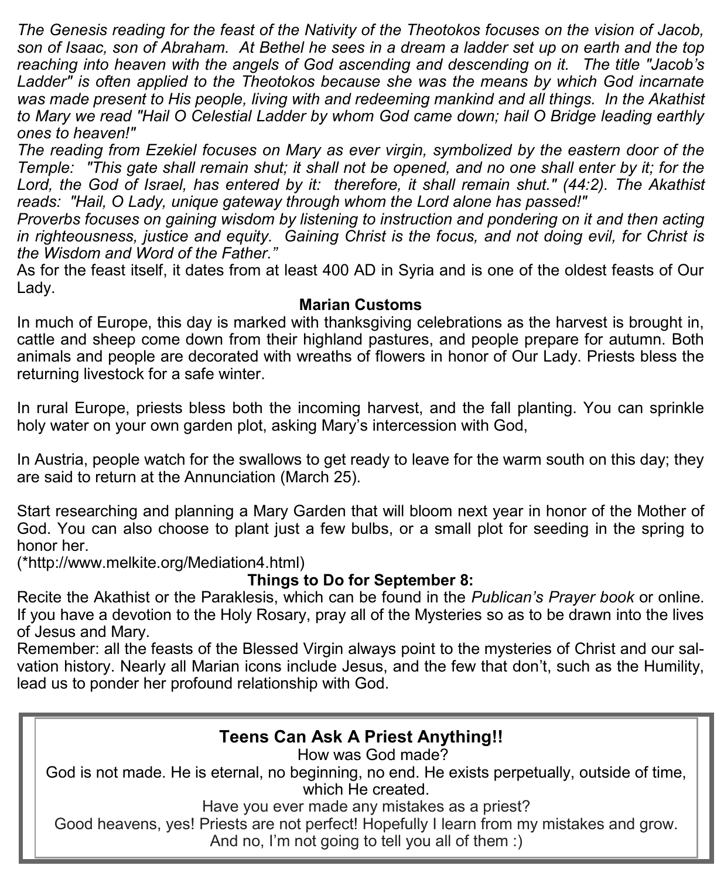*The Genesis reading for the feast of the Nativity of the Theotokos focuses on the vision of Jacob, son of Isaac, son of Abraham. At Bethel he sees in a dream a ladder set up on earth and the top reaching into heaven with the angels of God ascending and descending on it. The title "Jacob's Ladder" is often applied to the Theotokos because she was the means by which God incarnate was made present to His people, living with and redeeming mankind and all things. In the Akathist to Mary we read "Hail O Celestial Ladder by whom God came down; hail O Bridge leading earthly ones to heaven!"*

*The reading from Ezekiel focuses on Mary as ever virgin, symbolized by the eastern door of the Temple: "This gate shall remain shut; it shall not be opened, and no one shall enter by it; for the Lord, the God of Israel, has entered by it: therefore, it shall remain shut." (44:2). The Akathist reads: "Hail, O Lady, unique gateway through whom the Lord alone has passed!"*

*Proverbs focuses on gaining wisdom by listening to instruction and pondering on it and then acting in righteousness, justice and equity. Gaining Christ is the focus, and not doing evil, for Christ is the Wisdom and Word of the Father."*

As for the feast itself, it dates from at least 400 AD in Syria and is one of the oldest feasts of Our Lady.

**Marian Customs**

In much of Europe, this day is marked with thanksgiving celebrations as the harvest is brought in, cattle and sheep come down from their highland pastures, and people prepare for autumn. Both animals and people are decorated with wreaths of flowers in honor of Our Lady. Priests bless the returning livestock for a safe winter.

In rural Europe, priests bless both the incoming harvest, and the fall planting. You can sprinkle holy water on your own garden plot, asking Mary's intercession with God,

In Austria, people watch for the swallows to get ready to leave for the warm south on this day; they are said to return at the Annunciation (March 25).

Start researching and planning a Mary Garden that will bloom next year in honor of the Mother of God. You can also choose to plant just a few bulbs, or a small plot for seeding in the spring to honor her.

(*http://www.melkite.org/Mediation4.html)

**Things to Do for September 8:**

Recite the Akathist or the Paraklesis, which can be found in the *Publican's Prayer book* or online. If you have a devotion to the Holy Rosary, pray all of the Mysteries so as to be drawn into the lives of Jesus and Mary.

Remember: all the feasts of the Blessed Virgin always point to the mysteries of Christ and our salvation history. Nearly all Marian icons include Jesus, and the few that don't, such as the Humility, lead us to ponder her profound relationship with God.

## Teens Can Ask A Priest Anything!!

How was God made?

God is not made. He is eternal, no beginning, no end. He exists perpetually, outside of time, which He created.

Have you ever made any mistakes as a priest?

Good heavens, yes! Priests are not perfect! Hopefully I learn from my mistakes and grow. And no, I'm not going to tell you all of them :)